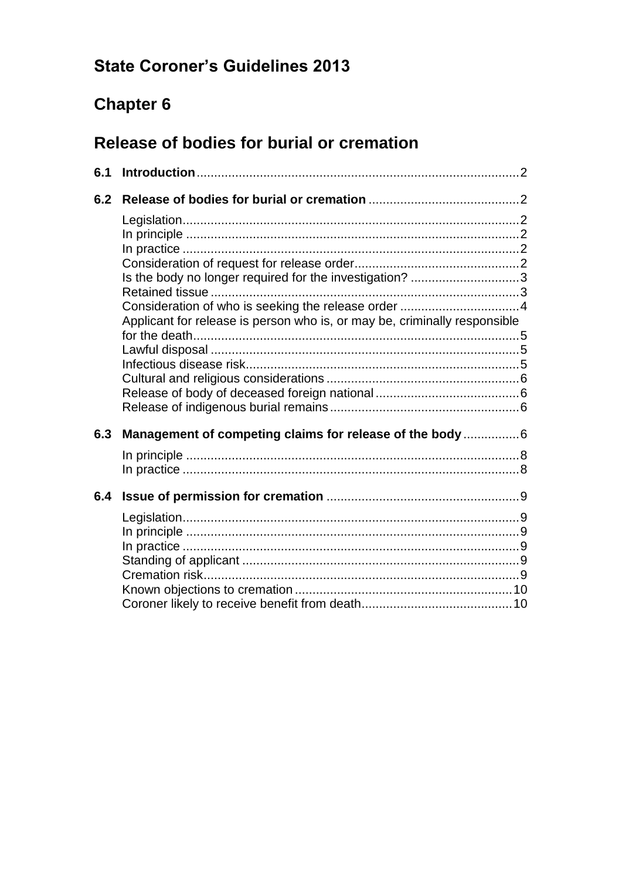# State Coroner's Guidelines 2013

# Chapter 6

# Release of bodies for burial or cremation

**6.1 Introduction** ........ 2

**6.2 Release of bodies for burial or cremation** ........ 2

- Legislation ........ 2
- In principle ........ 2
- In practice ........ 2
- Consideration of request for release order ........ 2
- Is the body no longer required for the investigation? ........ 3
- Retained tissue ........ 3
- Consideration of who is seeking the release order ........ 4
- Applicant for release is person who is, or may be, criminally responsible for the death ........ 5
- Lawful disposal ........ 5
- Infectious disease risk ........ 5
- Cultural and religious considerations ........ 6
- Release of body of deceased foreign national ........ 6
- Release of indigenous burial remains ........ 6

**6.3 Management of competing claims for release of the body** ........ 6

- In principle ........ 8
- In practice ........ 8

**6.4 Issue of permission for cremation** ........ 9

- Legislation ........ 9
- In principle ........ 9
- In practice ........ 9
- Standing of applicant ........ 9
- Cremation risk ........ 9
- Known objections to cremation ........ 10
- Coroner likely to receive benefit from death ........ 10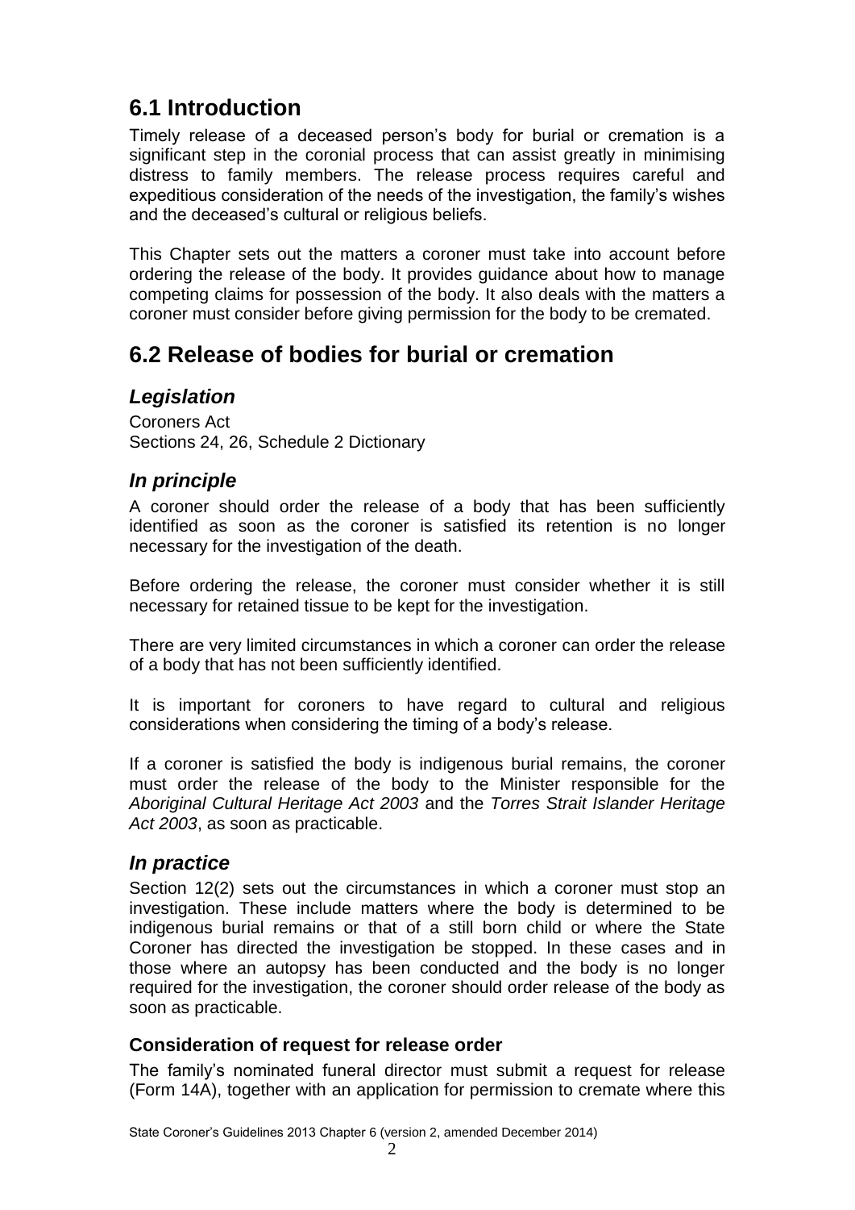## 6.1 Introduction

Timely release of a deceased person's body for burial or cremation is a significant step in the coronial process that can assist greatly in minimising distress to family members. The release process requires careful and expeditious consideration of the needs of the investigation, the family's wishes and the deceased's cultural or religious beliefs.

This Chapter sets out the matters a coroner must take into account before ordering the release of the body. It provides guidance about how to manage competing claims for possession of the body. It also deals with the matters a coroner must consider before giving permission for the body to be cremated.

## 6.2 Release of bodies for burial or cremation

### *Legislation*

Coroners Act
Sections 24, 26, Schedule 2 Dictionary

### *In principle*

A coroner should order the release of a body that has been sufficiently identified as soon as the coroner is satisfied its retention is no longer necessary for the investigation of the death.

Before ordering the release, the coroner must consider whether it is still necessary for retained tissue to be kept for the investigation.

There are very limited circumstances in which a coroner can order the release of a body that has not been sufficiently identified.

It is important for coroners to have regard to cultural and religious considerations when considering the timing of a body's release.

If a coroner is satisfied the body is indigenous burial remains, the coroner must order the release of the body to the Minister responsible for the *Aboriginal Cultural Heritage Act 2003* and the *Torres Strait Islander Heritage Act 2003*, as soon as practicable.

### *In practice*

Section 12(2) sets out the circumstances in which a coroner must stop an investigation. These include matters where the body is determined to be indigenous burial remains or that of a still born child or where the State Coroner has directed the investigation be stopped. In these cases and in those where an autopsy has been conducted and the body is no longer required for the investigation, the coroner should order release of the body as soon as practicable.

#### Consideration of request for release order

The family's nominated funeral director must submit a request for release (Form 14A), together with an application for permission to cremate where this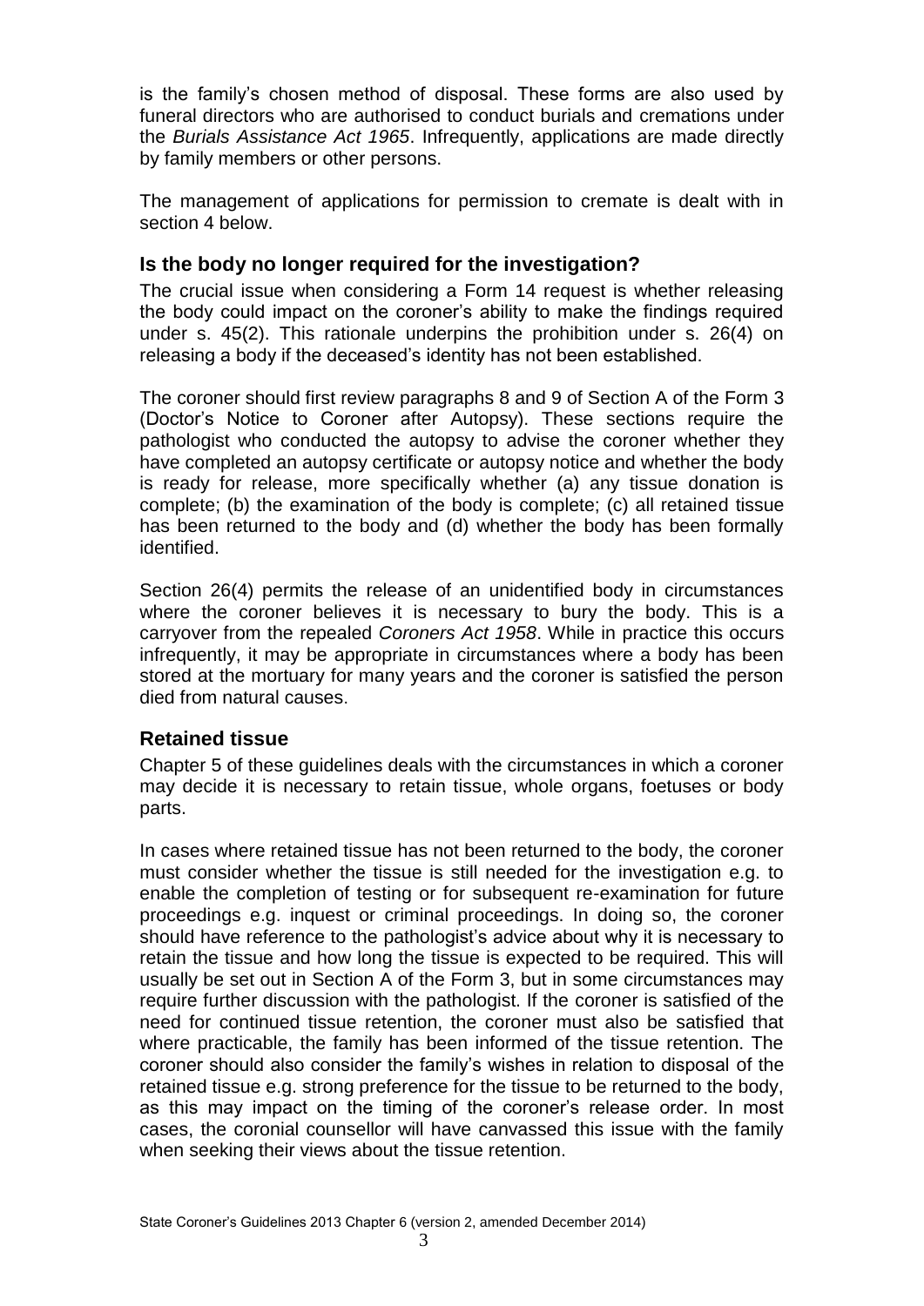is the family's chosen method of disposal. These forms are also used by funeral directors who are authorised to conduct burials and cremations under the *Burials Assistance Act 1965*. Infrequently, applications are made directly by family members or other persons.

The management of applications for permission to cremate is dealt with in section 4 below.

## Is the body no longer required for the investigation?

The crucial issue when considering a Form 14 request is whether releasing the body could impact on the coroner's ability to make the findings required under s. 45(2). This rationale underpins the prohibition under s. 26(4) on releasing a body if the deceased's identity has not been established.

The coroner should first review paragraphs 8 and 9 of Section A of the Form 3 (Doctor's Notice to Coroner after Autopsy). These sections require the pathologist who conducted the autopsy to advise the coroner whether they have completed an autopsy certificate or autopsy notice and whether the body is ready for release, more specifically whether (a) any tissue donation is complete; (b) the examination of the body is complete; (c) all retained tissue has been returned to the body and (d) whether the body has been formally identified.

Section 26(4) permits the release of an unidentified body in circumstances where the coroner believes it is necessary to bury the body. This is a carryover from the repealed *Coroners Act 1958*. While in practice this occurs infrequently, it may be appropriate in circumstances where a body has been stored at the mortuary for many years and the coroner is satisfied the person died from natural causes.

## Retained tissue

Chapter 5 of these guidelines deals with the circumstances in which a coroner may decide it is necessary to retain tissue, whole organs, foetuses or body parts.

In cases where retained tissue has not been returned to the body, the coroner must consider whether the tissue is still needed for the investigation e.g. to enable the completion of testing or for subsequent re-examination for future proceedings e.g. inquest or criminal proceedings. In doing so, the coroner should have reference to the pathologist's advice about why it is necessary to retain the tissue and how long the tissue is expected to be required. This will usually be set out in Section A of the Form 3, but in some circumstances may require further discussion with the pathologist. If the coroner is satisfied of the need for continued tissue retention, the coroner must also be satisfied that where practicable, the family has been informed of the tissue retention. The coroner should also consider the family's wishes in relation to disposal of the retained tissue e.g. strong preference for the tissue to be returned to the body, as this may impact on the timing of the coroner's release order. In most cases, the coronial counsellor will have canvassed this issue with the family when seeking their views about the tissue retention.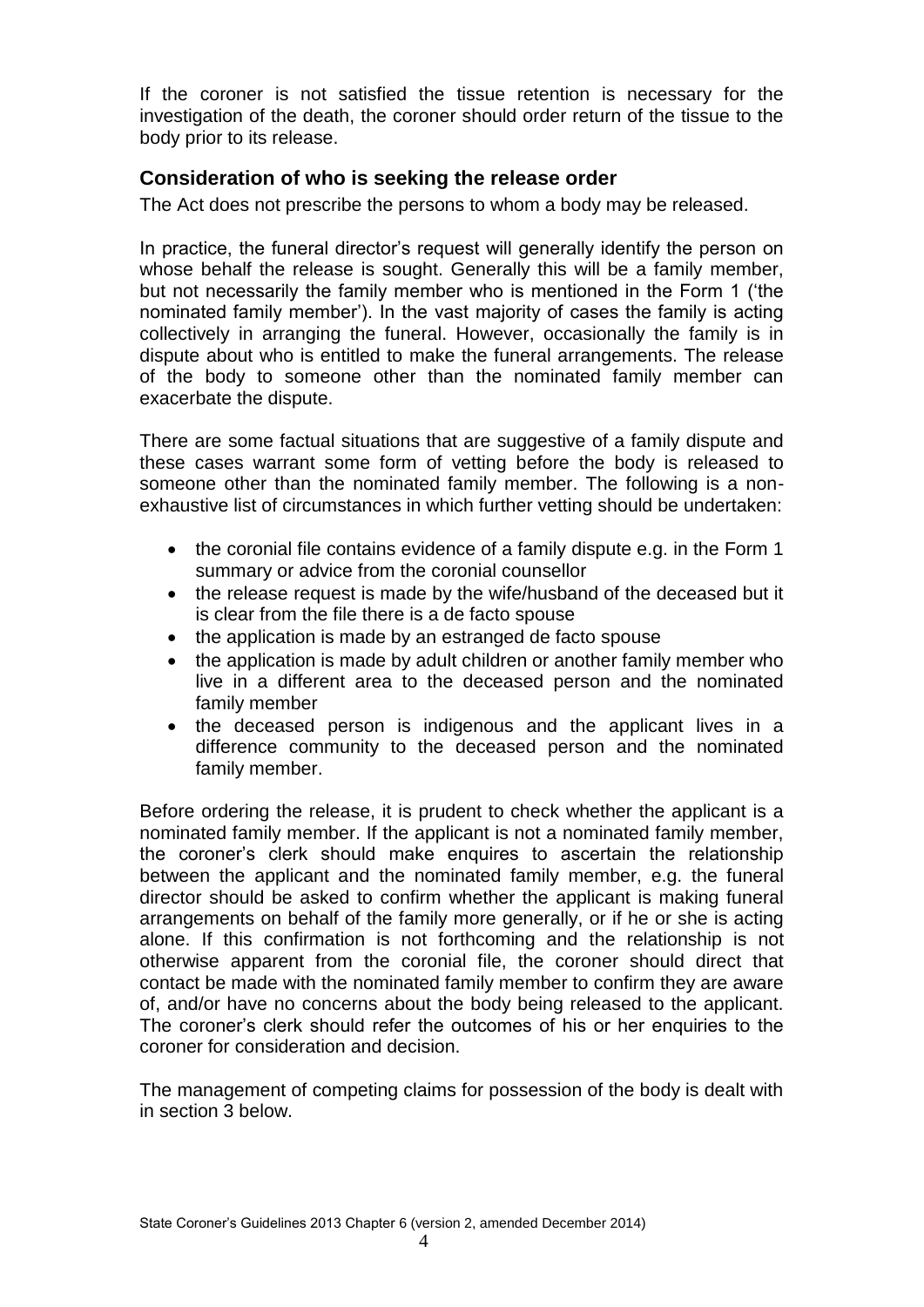If the coroner is not satisfied the tissue retention is necessary for the investigation of the death, the coroner should order return of the tissue to the body prior to its release.

## Consideration of who is seeking the release order

The Act does not prescribe the persons to whom a body may be released.

In practice, the funeral director's request will generally identify the person on whose behalf the release is sought. Generally this will be a family member, but not necessarily the family member who is mentioned in the Form 1 ('the nominated family member'). In the vast majority of cases the family is acting collectively in arranging the funeral. However, occasionally the family is in dispute about who is entitled to make the funeral arrangements. The release of the body to someone other than the nominated family member can exacerbate the dispute.

There are some factual situations that are suggestive of a family dispute and these cases warrant some form of vetting before the body is released to someone other than the nominated family member. The following is a non-exhaustive list of circumstances in which further vetting should be undertaken:

- the coronial file contains evidence of a family dispute e.g. in the Form 1 summary or advice from the coronial counsellor
- the release request is made by the wife/husband of the deceased but it is clear from the file there is a de facto spouse
- the application is made by an estranged de facto spouse
- the application is made by adult children or another family member who live in a different area to the deceased person and the nominated family member
- the deceased person is indigenous and the applicant lives in a difference community to the deceased person and the nominated family member.

Before ordering the release, it is prudent to check whether the applicant is a nominated family member. If the applicant is not a nominated family member, the coroner's clerk should make enquires to ascertain the relationship between the applicant and the nominated family member, e.g. the funeral director should be asked to confirm whether the applicant is making funeral arrangements on behalf of the family more generally, or if he or she is acting alone. If this confirmation is not forthcoming and the relationship is not otherwise apparent from the coronial file, the coroner should direct that contact be made with the nominated family member to confirm they are aware of, and/or have no concerns about the body being released to the applicant. The coroner's clerk should refer the outcomes of his or her enquiries to the coroner for consideration and decision.

The management of competing claims for possession of the body is dealt with in section 3 below.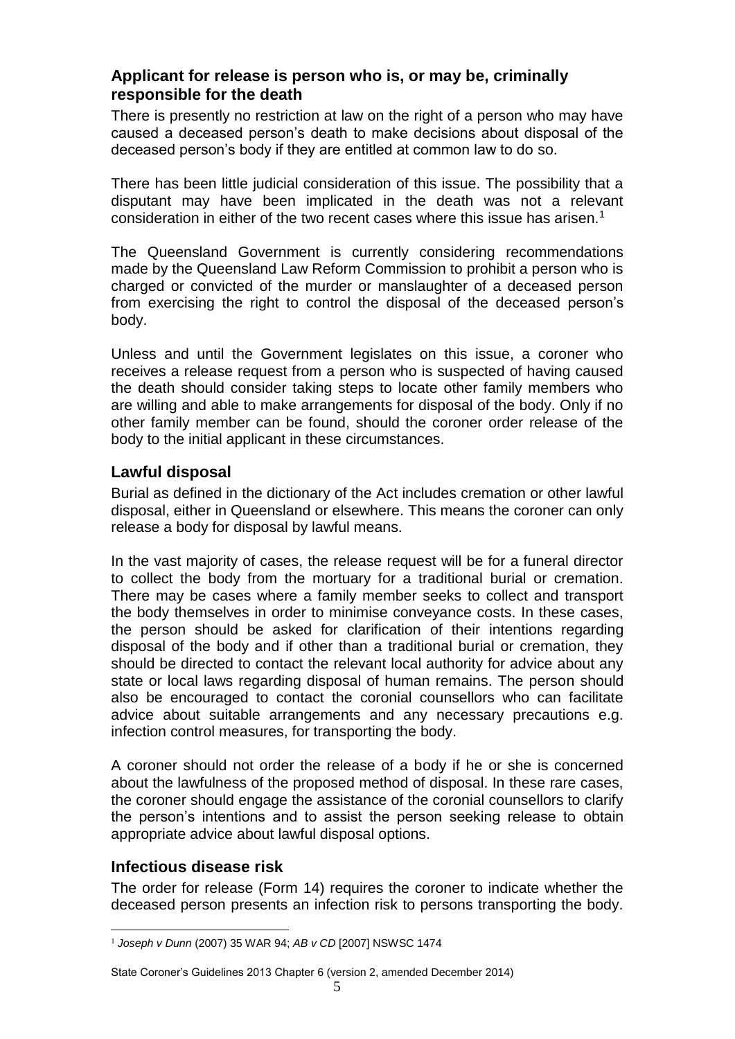## Applicant for release is person who is, or may be, criminally responsible for the death

There is presently no restriction at law on the right of a person who may have caused a deceased person's death to make decisions about disposal of the deceased person's body if they are entitled at common law to do so.

There has been little judicial consideration of this issue. The possibility that a disputant may have been implicated in the death was not a relevant consideration in either of the two recent cases where this issue has arisen.[1]

The Queensland Government is currently considering recommendations made by the Queensland Law Reform Commission to prohibit a person who is charged or convicted of the murder or manslaughter of a deceased person from exercising the right to control the disposal of the deceased person's body.

Unless and until the Government legislates on this issue, a coroner who receives a release request from a person who is suspected of having caused the death should consider taking steps to locate other family members who are willing and able to make arrangements for disposal of the body. Only if no other family member can be found, should the coroner order release of the body to the initial applicant in these circumstances.

## Lawful disposal

Burial as defined in the dictionary of the Act includes cremation or other lawful disposal, either in Queensland or elsewhere. This means the coroner can only release a body for disposal by lawful means.

In the vast majority of cases, the release request will be for a funeral director to collect the body from the mortuary for a traditional burial or cremation. There may be cases where a family member seeks to collect and transport the body themselves in order to minimise conveyance costs. In these cases, the person should be asked for clarification of their intentions regarding disposal of the body and if other than a traditional burial or cremation, they should be directed to contact the relevant local authority for advice about any state or local laws regarding disposal of human remains. The person should also be encouraged to contact the coronial counsellors who can facilitate advice about suitable arrangements and any necessary precautions e.g. infection control measures, for transporting the body.

A coroner should not order the release of a body if he or she is concerned about the lawfulness of the proposed method of disposal. In these rare cases, the coroner should engage the assistance of the coronial counsellors to clarify the person's intentions and to assist the person seeking release to obtain appropriate advice about lawful disposal options.

## Infectious disease risk

The order for release (Form 14) requires the coroner to indicate whether the deceased person presents an infection risk to persons transporting the body.

[1] *Joseph v Dunn* (2007) 35 WAR 94; *AB v CD* [2007] NSWSC 1474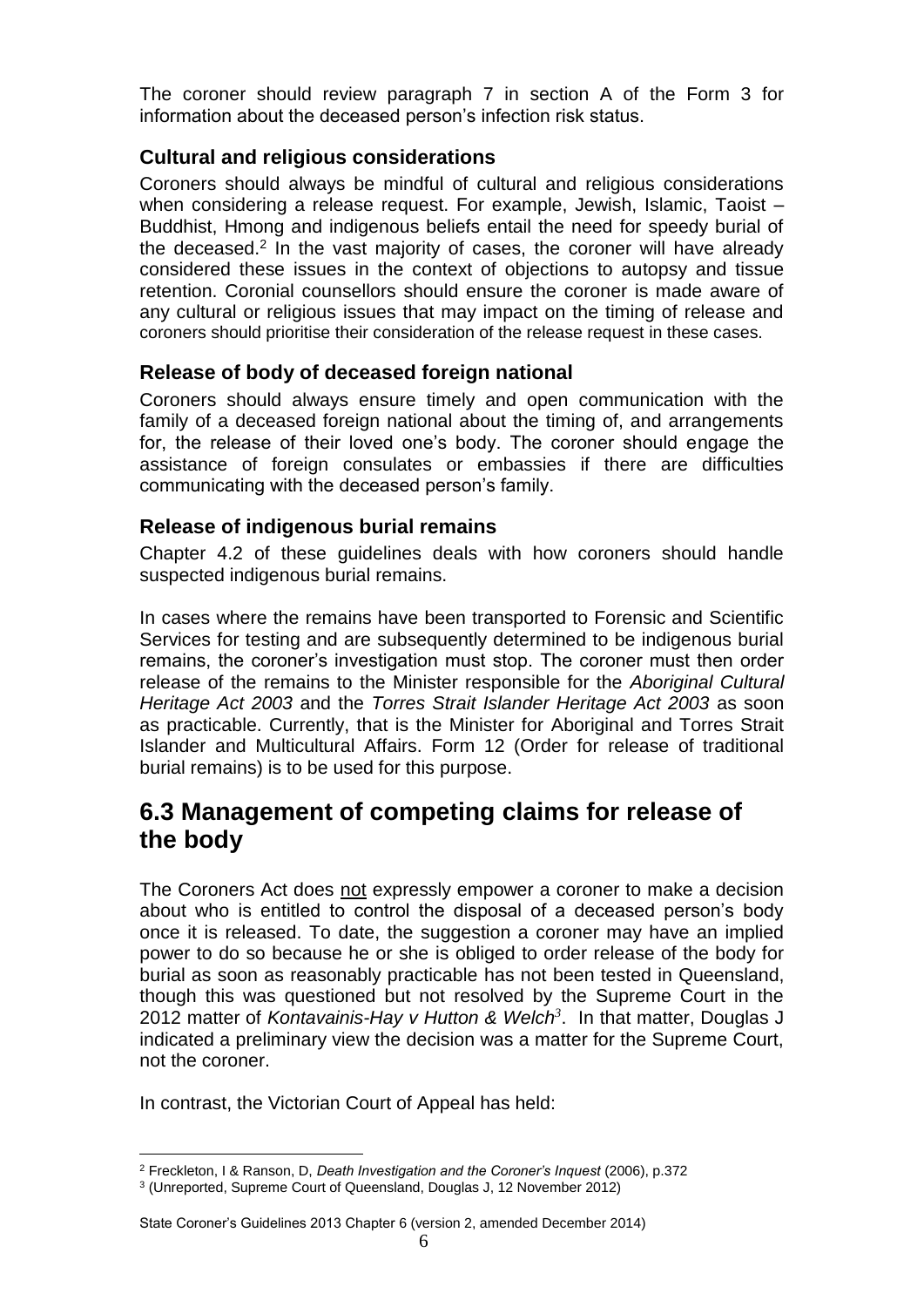The coroner should review paragraph 7 in section A of the Form 3 for information about the deceased person's infection risk status.

### Cultural and religious considerations

Coroners should always be mindful of cultural and religious considerations when considering a release request. For example, Jewish, Islamic, Taoist – Buddhist, Hmong and indigenous beliefs entail the need for speedy burial of the deceased.[2] In the vast majority of cases, the coroner will have already considered these issues in the context of objections to autopsy and tissue retention. Coronial counsellors should ensure the coroner is made aware of any cultural or religious issues that may impact on the timing of release and coroners should prioritise their consideration of the release request in these cases.

### Release of body of deceased foreign national

Coroners should always ensure timely and open communication with the family of a deceased foreign national about the timing of, and arrangements for, the release of their loved one's body. The coroner should engage the assistance of foreign consulates or embassies if there are difficulties communicating with the deceased person's family.

### Release of indigenous burial remains

Chapter 4.2 of these guidelines deals with how coroners should handle suspected indigenous burial remains.

In cases where the remains have been transported to Forensic and Scientific Services for testing and are subsequently determined to be indigenous burial remains, the coroner's investigation must stop. The coroner must then order release of the remains to the Minister responsible for the *Aboriginal Cultural Heritage Act 2003* and the *Torres Strait Islander Heritage Act 2003* as soon as practicable. Currently, that is the Minister for Aboriginal and Torres Strait Islander and Multicultural Affairs. Form 12 (Order for release of traditional burial remains) is to be used for this purpose.

## 6.3 Management of competing claims for release of the body

The Coroners Act does not expressly empower a coroner to make a decision about who is entitled to control the disposal of a deceased person's body once it is released. To date, the suggestion a coroner may have an implied power to do so because he or she is obliged to order release of the body for burial as soon as reasonably practicable has not been tested in Queensland, though this was questioned but not resolved by the Supreme Court in the 2012 matter of *Kontavainis-Hay v Hutton & Welch*[3]. In that matter, Douglas J indicated a preliminary view the decision was a matter for the Supreme Court, not the coroner.

In contrast, the Victorian Court of Appeal has held:

---

[2] Freckleton, I & Ranson, D, *Death Investigation and the Coroner's Inquest* (2006), p.372

[3] (Unreported, Supreme Court of Queensland, Douglas J, 12 November 2012)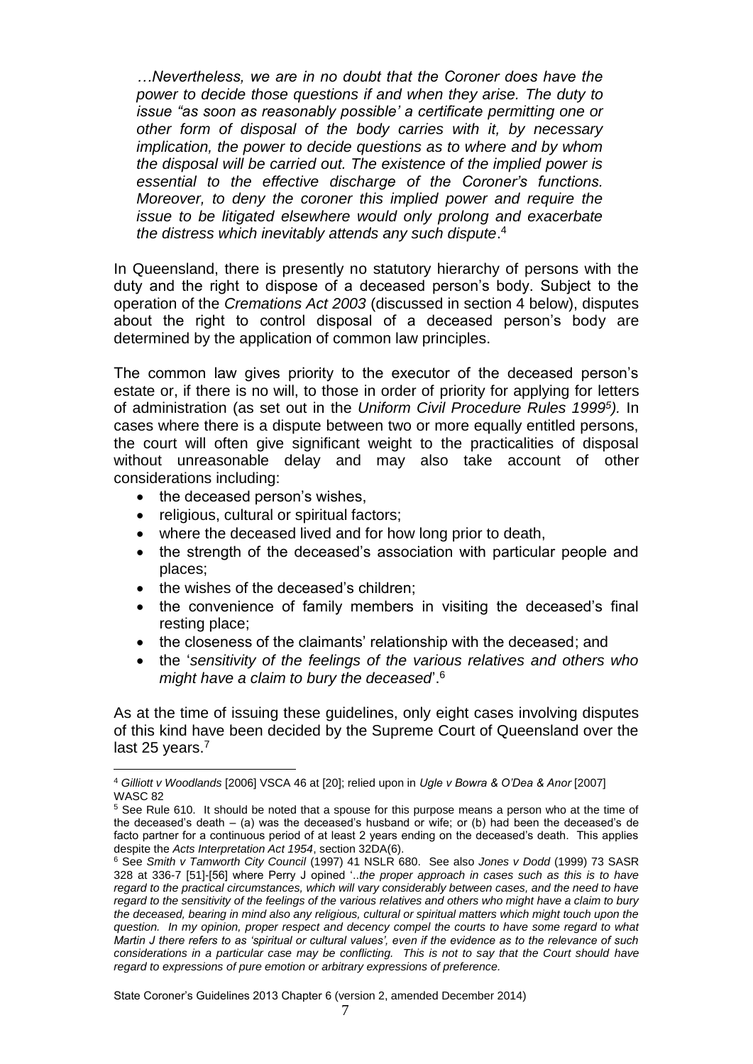*…Nevertheless, we are in no doubt that the Coroner does have the power to decide those questions if and when they arise. The duty to issue "as soon as reasonably possible' a certificate permitting one or other form of disposal of the body carries with it, by necessary implication, the power to decide questions as to where and by whom the disposal will be carried out. The existence of the implied power is essential to the effective discharge of the Coroner's functions. Moreover, to deny the coroner this implied power and require the issue to be litigated elsewhere would only prolong and exacerbate the distress which inevitably attends any such dispute*.[4]

In Queensland, there is presently no statutory hierarchy of persons with the duty and the right to dispose of a deceased person's body. Subject to the operation of the *Cremations Act 2003* (discussed in section 4 below), disputes about the right to control disposal of a deceased person's body are determined by the application of common law principles.

The common law gives priority to the executor of the deceased person's estate or, if there is no will, to those in order of priority for applying for letters of administration (as set out in the *Uniform Civil Procedure Rules 1999*[5]*)*. In cases where there is a dispute between two or more equally entitled persons, the court will often give significant weight to the practicalities of disposal without unreasonable delay and may also take account of other considerations including:

- the deceased person's wishes,
- religious, cultural or spiritual factors;
- where the deceased lived and for how long prior to death,
- the strength of the deceased's association with particular people and places;
- the wishes of the deceased's children;
- the convenience of family members in visiting the deceased's final resting place;
- the closeness of the claimants' relationship with the deceased; and
- the '*sensitivity of the feelings of the various relatives and others who might have a claim to bury the deceased*'.[6]

As at the time of issuing these guidelines, only eight cases involving disputes of this kind have been decided by the Supreme Court of Queensland over the last 25 years.[7]

---

[4] *Gilliott v Woodlands* [2006] VSCA 46 at [20]; relied upon in *Ugle v Bowra & O'Dea & Anor* [2007] WASC 82

[5] See Rule 610. It should be noted that a spouse for this purpose means a person who at the time of the deceased's death – (a) was the deceased's husband or wife; or (b) had been the deceased's de facto partner for a continuous period of at least 2 years ending on the deceased's death. This applies despite the *Acts Interpretation Act 1954*, section 32DA(6).

[6] See *Smith v Tamworth City Council* (1997) 41 NSLR 680. See also *Jones v Dodd* (1999) 73 SASR 328 at 336-7 [51]-[56] where Perry J opined '*..the proper approach in cases such as this is to have regard to the practical circumstances, which will vary considerably between cases, and the need to have regard to the sensitivity of the feelings of the various relatives and others who might have a claim to bury the deceased, bearing in mind also any religious, cultural or spiritual matters which might touch upon the question. In my opinion, proper respect and decency compel the courts to have some regard to what Martin J there refers to as 'spiritual or cultural values', even if the evidence as to the relevance of such considerations in a particular case may be conflicting. This is not to say that the Court should have regard to expressions of pure emotion or arbitrary expressions of preference.*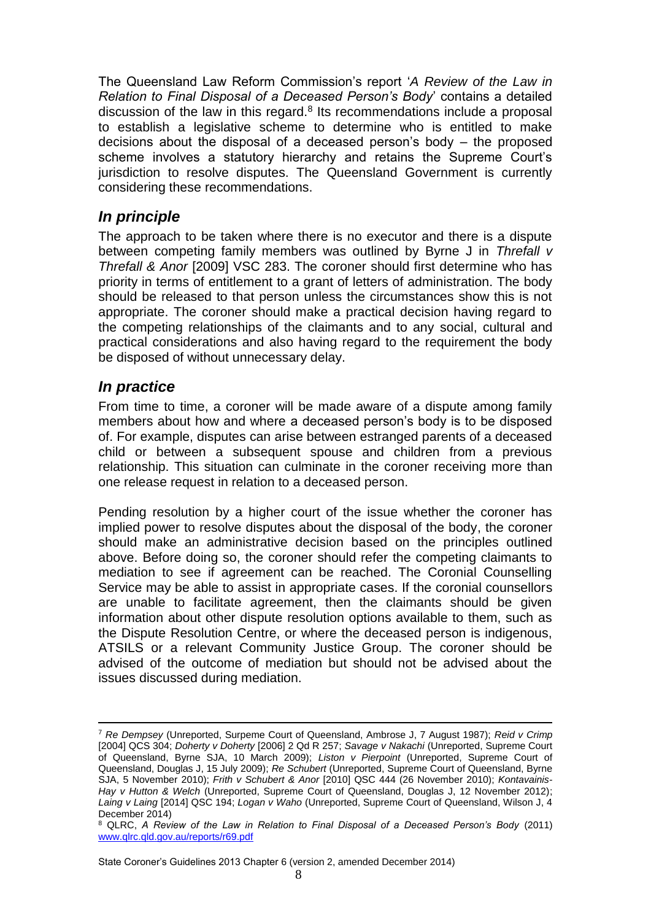The Queensland Law Reform Commission's report '*A Review of the Law in Relation to Final Disposal of a Deceased Person's Body*' contains a detailed discussion of the law in this regard.[8] Its recommendations include a proposal to establish a legislative scheme to determine who is entitled to make decisions about the disposal of a deceased person's body – the proposed scheme involves a statutory hierarchy and retains the Supreme Court's jurisdiction to resolve disputes. The Queensland Government is currently considering these recommendations.

### *In principle*

The approach to be taken where there is no executor and there is a dispute between competing family members was outlined by Byrne J in *Threfall v Threfall & Anor* [2009] VSC 283. The coroner should first determine who has priority in terms of entitlement to a grant of letters of administration. The body should be released to that person unless the circumstances show this is not appropriate. The coroner should make a practical decision having regard to the competing relationships of the claimants and to any social, cultural and practical considerations and also having regard to the requirement the body be disposed of without unnecessary delay.

### *In practice*

From time to time, a coroner will be made aware of a dispute among family members about how and where a deceased person's body is to be disposed of. For example, disputes can arise between estranged parents of a deceased child or between a subsequent spouse and children from a previous relationship. This situation can culminate in the coroner receiving more than one release request in relation to a deceased person.

Pending resolution by a higher court of the issue whether the coroner has implied power to resolve disputes about the disposal of the body, the coroner should make an administrative decision based on the principles outlined above. Before doing so, the coroner should refer the competing claimants to mediation to see if agreement can be reached. The Coronial Counselling Service may be able to assist in appropriate cases. If the coronial counsellors are unable to facilitate agreement, then the claimants should be given information about other dispute resolution options available to them, such as the Dispute Resolution Centre, or where the deceased person is indigenous, ATSILS or a relevant Community Justice Group. The coroner should be advised of the outcome of mediation but should not be advised about the issues discussed during mediation.

---

[7] *Re Dempsey* (Unreported, Surpeme Court of Queensland, Ambrose J, 7 August 1987); *Reid v Crimp* [2004] QCS 304; *Doherty v Doherty* [2006] 2 Qd R 257; *Savage v Nakachi* (Unreported, Supreme Court of Queensland, Byrne SJA, 10 March 2009); *Liston v Pierpoint* (Unreported, Supreme Court of Queensland, Douglas J, 15 July 2009); *Re Schubert* (Unreported, Supreme Court of Queensland, Byrne SJA, 5 November 2010); *Frith v Schubert & Anor* [2010] QSC 444 (26 November 2010); *Kontavainis-Hay v Hutton & Welch* (Unreported, Supreme Court of Queensland, Douglas J, 12 November 2012); *Laing v Laing* [2014] QSC 194; *Logan v Waho* (Unreported, Supreme Court of Queensland, Wilson J, 4 December 2014)

[8] QLRC, *A Review of the Law in Relation to Final Disposal of a Deceased Person's Body* (2011) [www.qlrc.qld.gov.au/reports/r69.pdf](www.qlrc.qld.gov.au/reports/r69.pdf)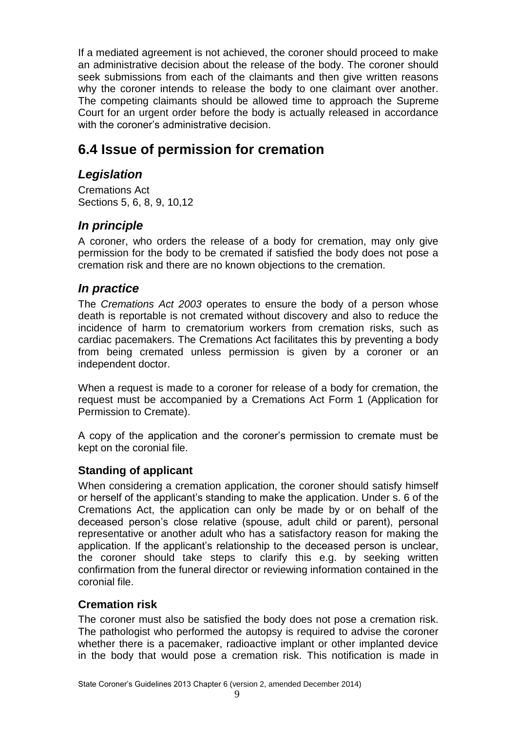If a mediated agreement is not achieved, the coroner should proceed to make an administrative decision about the release of the body. The coroner should seek submissions from each of the claimants and then give written reasons why the coroner intends to release the body to one claimant over another. The competing claimants should be allowed time to approach the Supreme Court for an urgent order before the body is actually released in accordance with the coroner's administrative decision.

## 6.4 Issue of permission for cremation

### *Legislation*

Cremations Act
Sections 5, 6, 8, 9, 10,12

### *In principle*

A coroner, who orders the release of a body for cremation, may only give permission for the body to be cremated if satisfied the body does not pose a cremation risk and there are no known objections to the cremation.

### *In practice*

The *Cremations Act 2003* operates to ensure the body of a person whose death is reportable is not cremated without discovery and also to reduce the incidence of harm to crematorium workers from cremation risks, such as cardiac pacemakers. The Cremations Act facilitates this by preventing a body from being cremated unless permission is given by a coroner or an independent doctor.

When a request is made to a coroner for release of a body for cremation, the request must be accompanied by a Cremations Act Form 1 (Application for Permission to Cremate).

A copy of the application and the coroner's permission to cremate must be kept on the coronial file.

#### Standing of applicant

When considering a cremation application, the coroner should satisfy himself or herself of the applicant's standing to make the application. Under s. 6 of the Cremations Act, the application can only be made by or on behalf of the deceased person's close relative (spouse, adult child or parent), personal representative or another adult who has a satisfactory reason for making the application. If the applicant's relationship to the deceased person is unclear, the coroner should take steps to clarify this e.g. by seeking written confirmation from the funeral director or reviewing information contained in the coronial file.

#### Cremation risk

The coroner must also be satisfied the body does not pose a cremation risk. The pathologist who performed the autopsy is required to advise the coroner whether there is a pacemaker, radioactive implant or other implanted device in the body that would pose a cremation risk. This notification is made in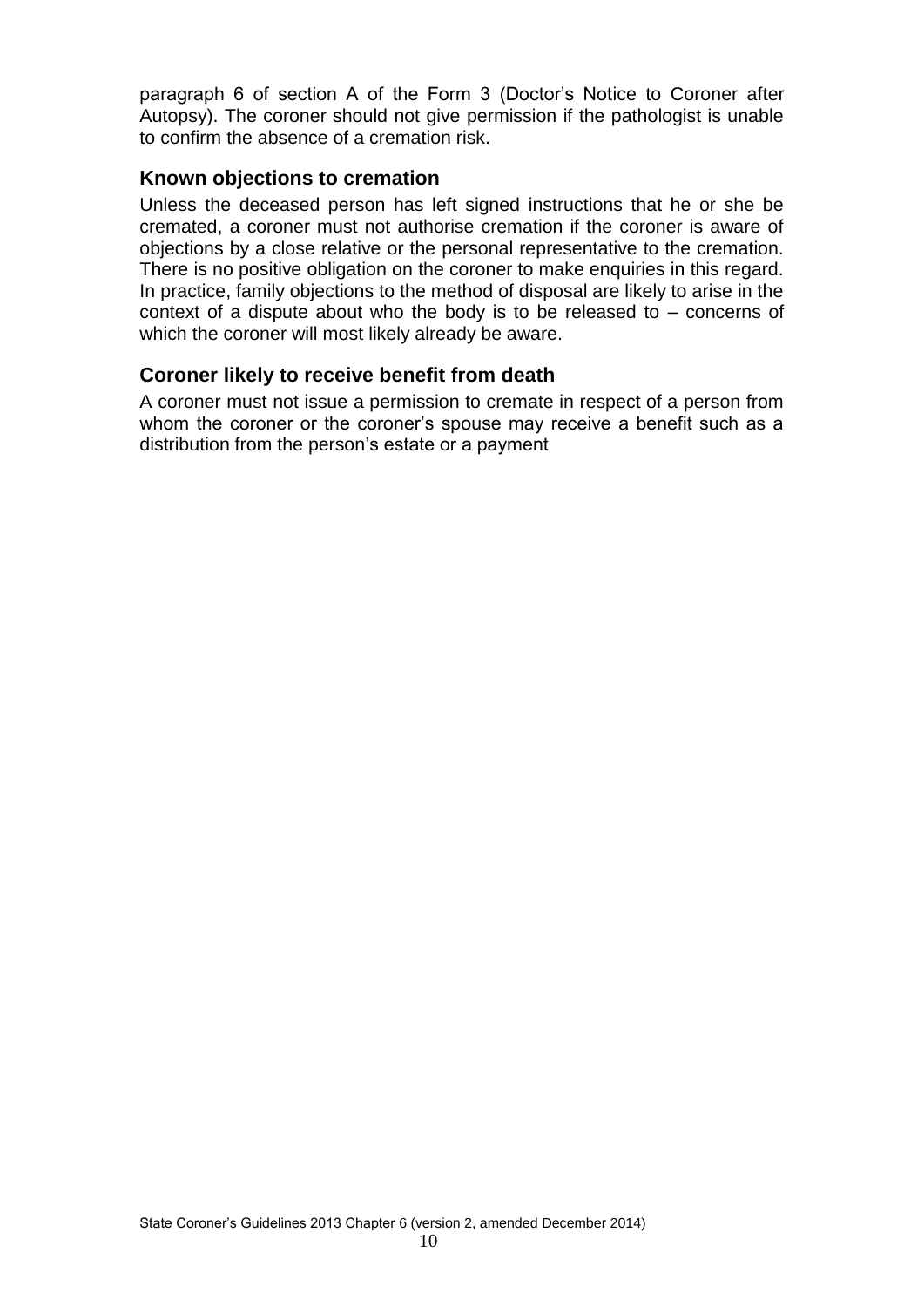paragraph 6 of section A of the Form 3 (Doctor's Notice to Coroner after Autopsy). The coroner should not give permission if the pathologist is unable to confirm the absence of a cremation risk.

### Known objections to cremation

Unless the deceased person has left signed instructions that he or she be cremated, a coroner must not authorise cremation if the coroner is aware of objections by a close relative or the personal representative to the cremation. There is no positive obligation on the coroner to make enquiries in this regard. In practice, family objections to the method of disposal are likely to arise in the context of a dispute about who the body is to be released to – concerns of which the coroner will most likely already be aware.

### Coroner likely to receive benefit from death

A coroner must not issue a permission to cremate in respect of a person from whom the coroner or the coroner's spouse may receive a benefit such as a distribution from the person's estate or a payment